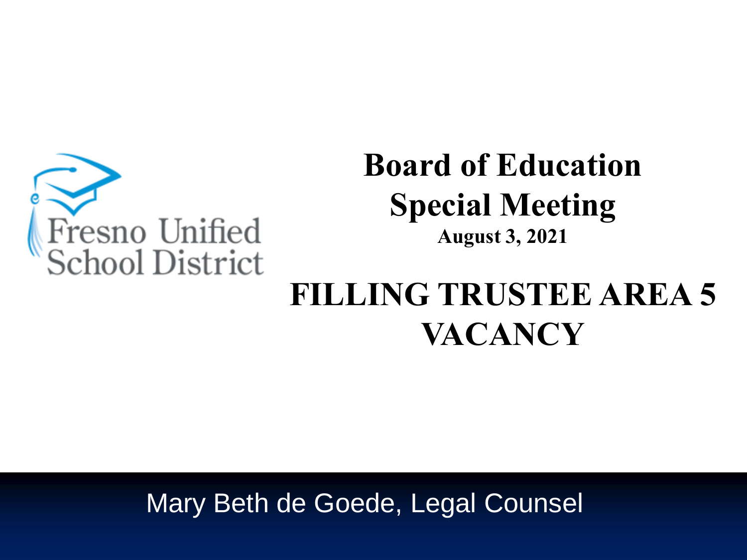Fresno Unified School District

# Board of Education Special Meeting

**August 3, 2021**

# FILLING TRUSTEE AREA 5 VACANCY

Mary Beth de Goede, Legal Counsel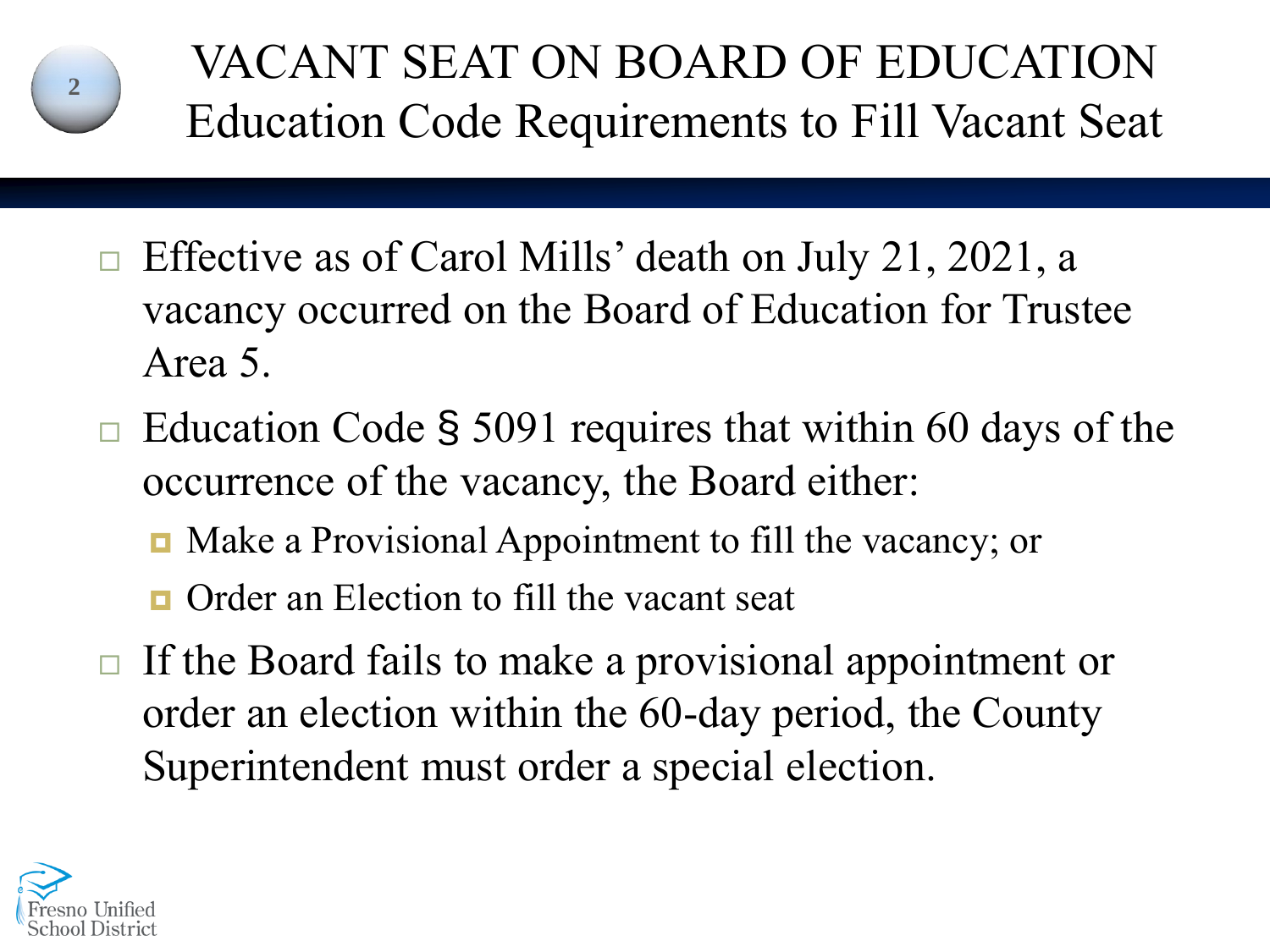# VACANT SEAT ON BOARD OF EDUCATION
## Education Code Requirements to Fill Vacant Seat

- Effective as of Carol Mills' death on July 21, 2021, a vacancy occurred on the Board of Education for Trustee Area 5.
- Education Code § 5091 requires that within 60 days of the occurrence of the vacancy, the Board either:
  - Make a Provisional Appointment to fill the vacancy; or
  - Order an Election to fill the vacant seat
- If the Board fails to make a provisional appointment or order an election within the 60-day period, the County Superintendent must order a special election.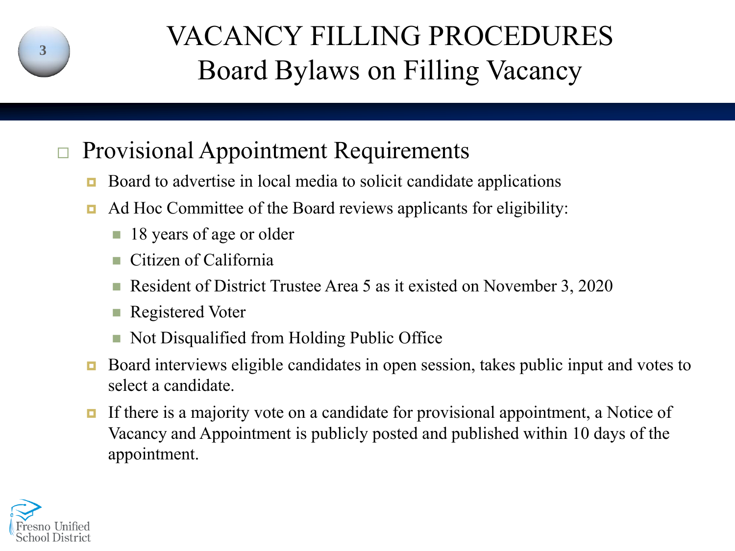# VACANCY FILLING PROCEDURES

## Board Bylaws on Filling Vacancy

- Provisional Appointment Requirements
  - Board to advertise in local media to solicit candidate applications
  - Ad Hoc Committee of the Board reviews applicants for eligibility:
    - 18 years of age or older
    - Citizen of California
    - Resident of District Trustee Area 5 as it existed on November 3, 2020
    - Registered Voter
    - Not Disqualified from Holding Public Office
  - Board interviews eligible candidates in open session, takes public input and votes to select a candidate.
  - If there is a majority vote on a candidate for provisional appointment, a Notice of Vacancy and Appointment is publicly posted and published within 10 days of the appointment.

Fresno Unified School District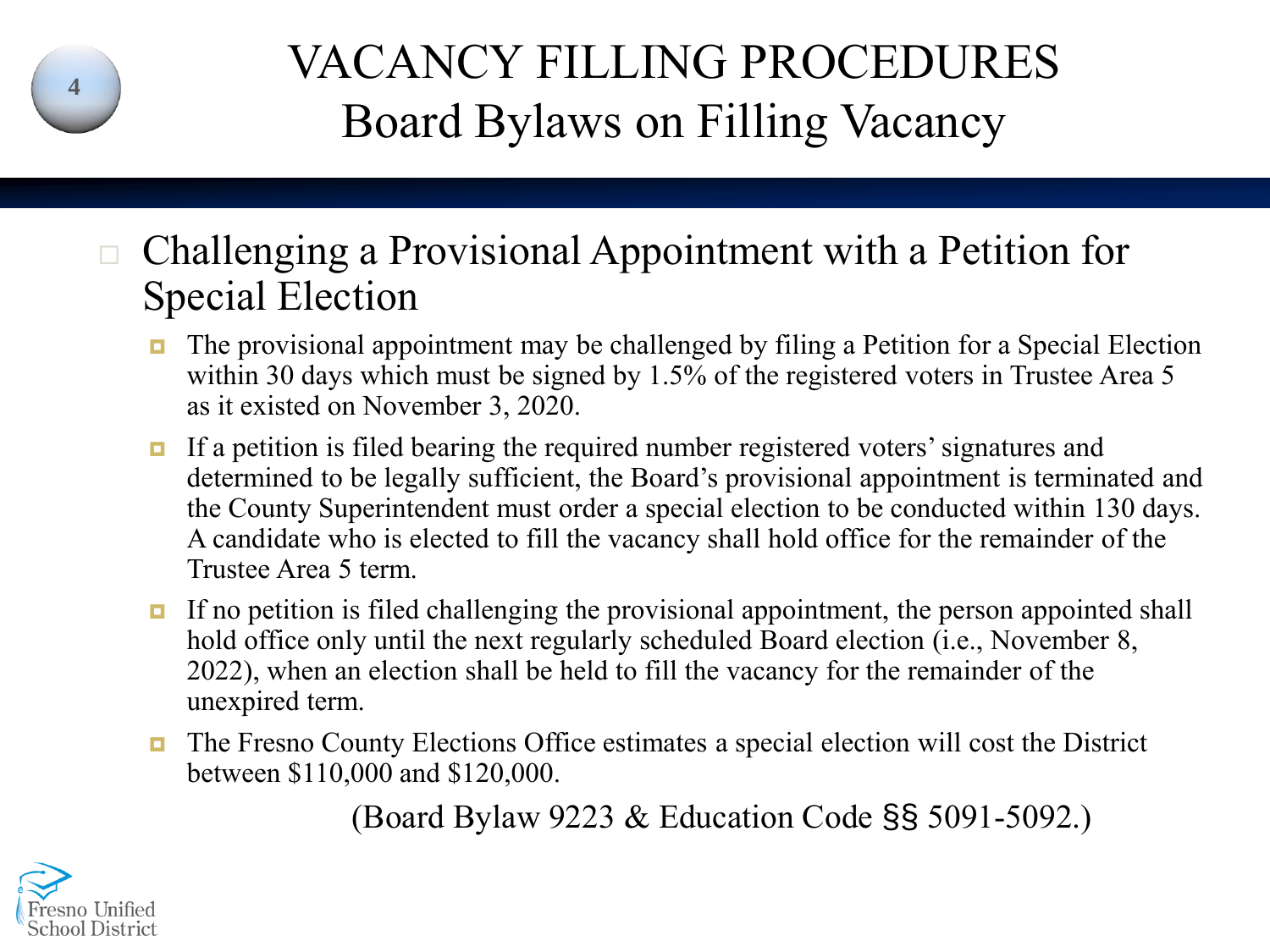# VACANCY FILLING PROCEDURES

## Board Bylaws on Filling Vacancy

- Challenging a Provisional Appointment with a Petition for Special Election
  - The provisional appointment may be challenged by filing a Petition for a Special Election within 30 days which must be signed by 1.5% of the registered voters in Trustee Area 5 as it existed on November 3, 2020.
  - If a petition is filed bearing the required number registered voters' signatures and determined to be legally sufficient, the Board's provisional appointment is terminated and the County Superintendent must order a special election to be conducted within 130 days. A candidate who is elected to fill the vacancy shall hold office for the remainder of the Trustee Area 5 term.
  - If no petition is filed challenging the provisional appointment, the person appointed shall hold office only until the next regularly scheduled Board election (i.e., November 8, 2022), when an election shall be held to fill the vacancy for the remainder of the unexpired term.
  - The Fresno County Elections Office estimates a special election will cost the District between $110,000 and $120,000.

(Board Bylaw 9223 & Education Code §§ 5091-5092.)

Fresno Unified School District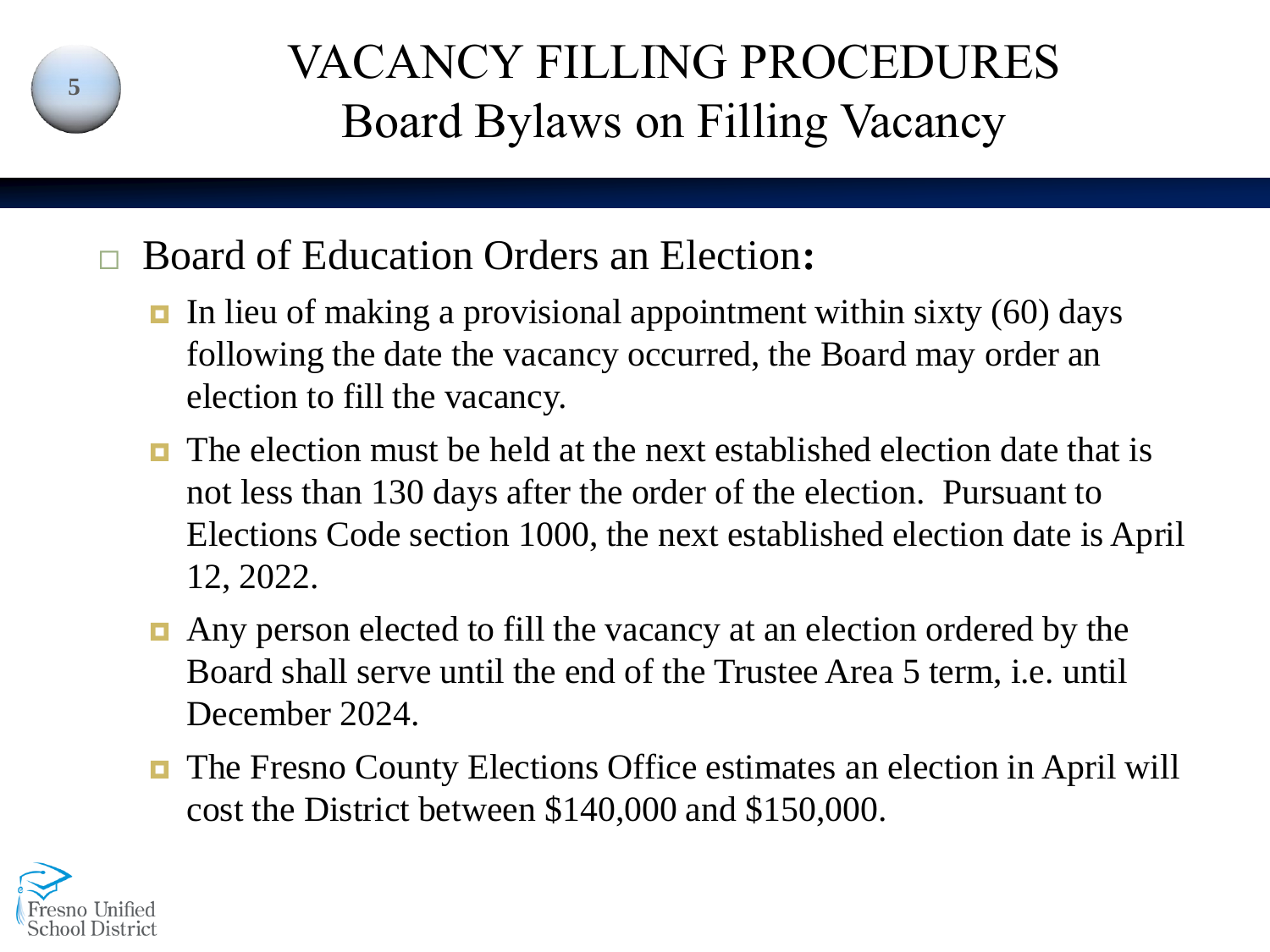# VACANCY FILLING PROCEDURES
## Board Bylaws on Filling Vacancy

- Board of Education Orders an Election:
  - In lieu of making a provisional appointment within sixty (60) days following the date the vacancy occurred, the Board may order an election to fill the vacancy.
  - The election must be held at the next established election date that is not less than 130 days after the order of the election. Pursuant to Elections Code section 1000, the next established election date is April 12, 2022.
  - Any person elected to fill the vacancy at an election ordered by the Board shall serve until the end of the Trustee Area 5 term, i.e. until December 2024.
  - The Fresno County Elections Office estimates an election in April will cost the District between $140,000 and $150,000.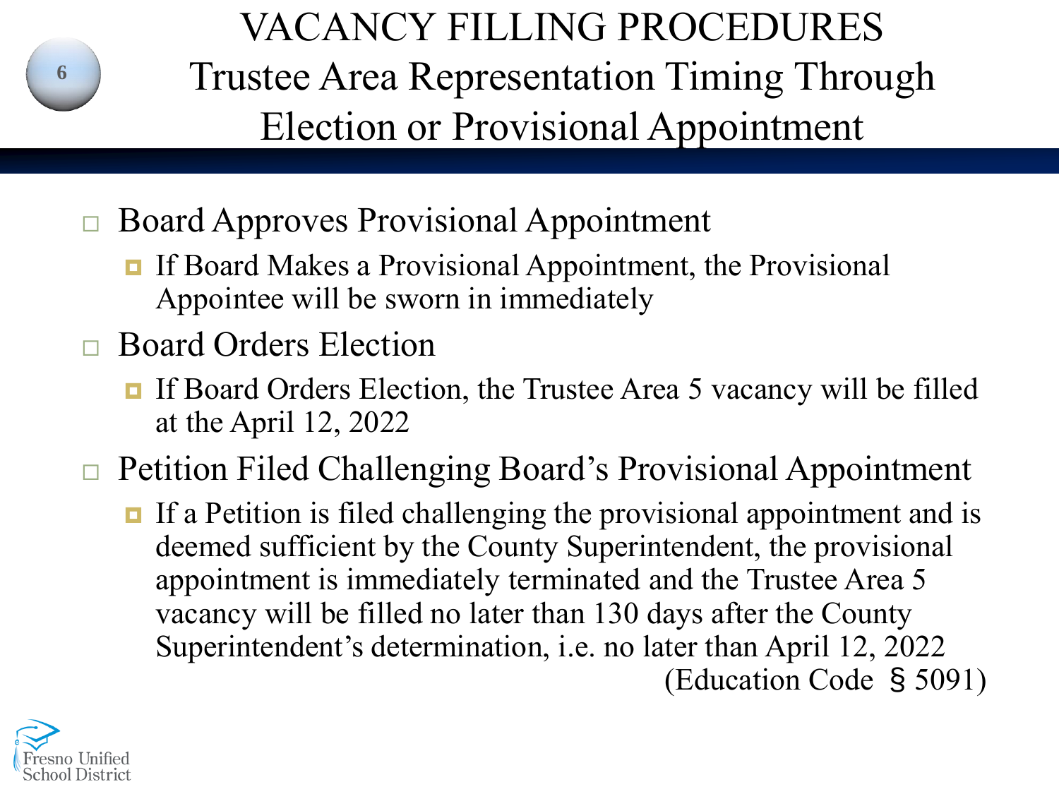# VACANCY FILLING PROCEDURES
## Trustee Area Representation Timing Through Election or Provisional Appointment

- Board Approves Provisional Appointment
  - If Board Makes a Provisional Appointment, the Provisional Appointee will be sworn in immediately
- Board Orders Election
  - If Board Orders Election, the Trustee Area 5 vacancy will be filled at the April 12, 2022
- Petition Filed Challenging Board's Provisional Appointment
  - If a Petition is filed challenging the provisional appointment and is deemed sufficient by the County Superintendent, the provisional appointment is immediately terminated and the Trustee Area 5 vacancy will be filled no later than 130 days after the County Superintendent's determination, i.e. no later than April 12, 2022

(Education Code § 5091)

Fresno Unified School District